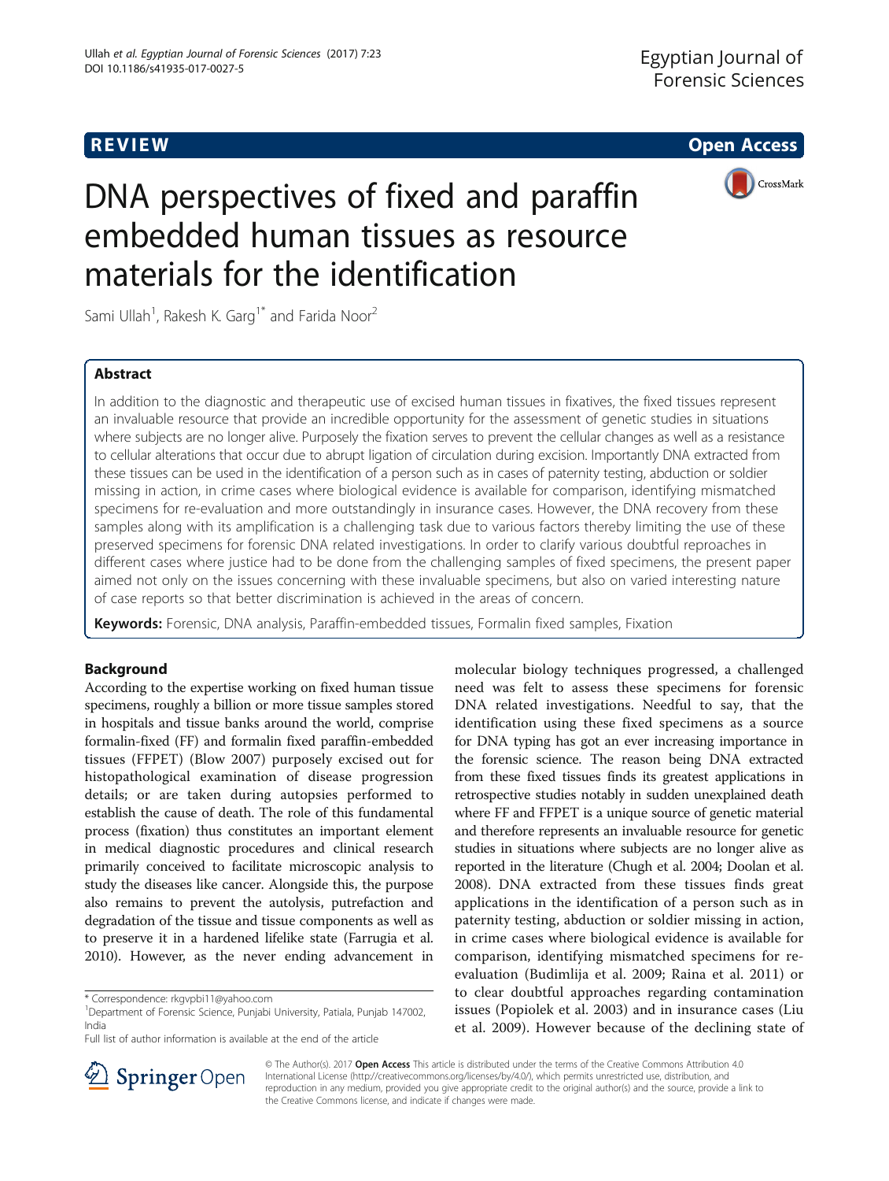REVIEW

Open Access

# DNA perspectives of fixed and paraffin embedded human tissues as resource materials for the identification

Sami Ullah[1], Rakesh K. Garg[1*] and Farida Noor[2]

## Abstract

In addition to the diagnostic and therapeutic use of excised human tissues in fixatives, the fixed tissues represent an invaluable resource that provide an incredible opportunity for the assessment of genetic studies in situations where subjects are no longer alive. Purposely the fixation serves to prevent the cellular changes as well as a resistance to cellular alterations that occur due to abrupt ligation of circulation during excision. Importantly DNA extracted from these tissues can be used in the identification of a person such as in cases of paternity testing, abduction or soldier missing in action, in crime cases where biological evidence is available for comparison, identifying mismatched specimens for re-evaluation and more outstandingly in insurance cases. However, the DNA recovery from these samples along with its amplification is a challenging task due to various factors thereby limiting the use of these preserved specimens for forensic DNA related investigations. In order to clarify various doubtful reproaches in different cases where justice had to be done from the challenging samples of fixed specimens, the present paper aimed not only on the issues concerning with these invaluable specimens, but also on varied interesting nature of case reports so that better discrimination is achieved in the areas of concern.

**Keywords:** Forensic, DNA analysis, Paraffin-embedded tissues, Formalin fixed samples, Fixation

## Background

According to the expertise working on fixed human tissue specimens, roughly a billion or more tissue samples stored in hospitals and tissue banks around the world, comprise formalin-fixed (FF) and formalin fixed paraffin-embedded tissues (FFPET) (Blow 2007) purposely excised out for histopathological examination of disease progression details; or are taken during autopsies performed to establish the cause of death. The role of this fundamental process (fixation) thus constitutes an important element in medical diagnostic procedures and clinical research primarily conceived to facilitate microscopic analysis to study the diseases like cancer. Alongside this, the purpose also remains to prevent the autolysis, putrefaction and degradation of the tissue and tissue components as well as to preserve it in a hardened lifelike state (Farrugia et al. 2010). However, as the never ending advancement in molecular biology techniques progressed, a challenged need was felt to assess these specimens for forensic DNA related investigations. Needful to say, that the identification using these fixed specimens as a source for DNA typing has got an ever increasing importance in the forensic science. The reason being DNA extracted from these fixed tissues finds its greatest applications in retrospective studies notably in sudden unexplained death where FF and FFPET is a unique source of genetic material and therefore represents an invaluable resource for genetic studies in situations where subjects are no longer alive as reported in the literature (Chugh et al. 2004; Doolan et al. 2008). DNA extracted from these tissues finds great applications in the identification of a person such as in paternity testing, abduction or soldier missing in action, in crime cases where biological evidence is available for comparison, identifying mismatched specimens for re-evaluation (Budimlija et al. 2009; Raina et al. 2011) or to clear doubtful approaches regarding contamination issues (Popiolek et al. 2003) and in insurance cases (Liu et al. 2009). However because of the declining state of

\* Correspondence: rkgvpbi11@yahoo.com
[1]Department of Forensic Science, Punjabi University, Patiala, Punjab 147002, India
Full list of author information is available at the end of the article

© The Author(s). 2017 **Open Access** This article is distributed under the terms of the Creative Commons Attribution 4.0 International License (http://creativecommons.org/licenses/by/4.0/), which permits unrestricted use, distribution, and reproduction in any medium, provided you give appropriate credit to the original author(s) and the source, provide a link to the Creative Commons license, and indicate if changes were made.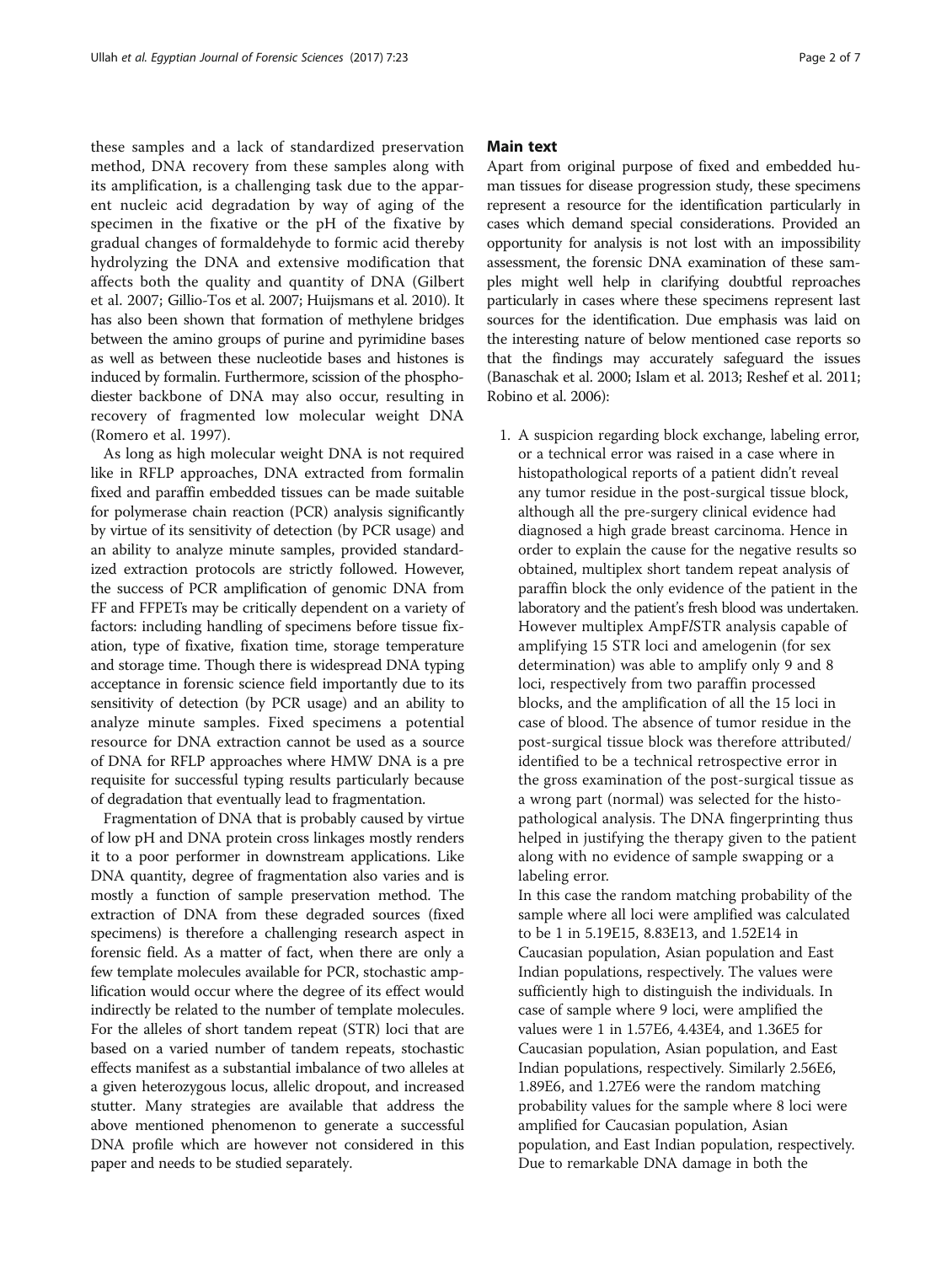these samples and a lack of standardized preservation method, DNA recovery from these samples along with its amplification, is a challenging task due to the apparent nucleic acid degradation by way of aging of the specimen in the fixative or the pH of the fixative by gradual changes of formaldehyde to formic acid thereby hydrolyzing the DNA and extensive modification that affects both the quality and quantity of DNA (Gilbert et al. 2007; Gillio-Tos et al. 2007; Huijsmans et al. 2010). It has also been shown that formation of methylene bridges between the amino groups of purine and pyrimidine bases as well as between these nucleotide bases and histones is induced by formalin. Furthermore, scission of the phosphodiester backbone of DNA may also occur, resulting in recovery of fragmented low molecular weight DNA (Romero et al. 1997).

As long as high molecular weight DNA is not required like in RFLP approaches, DNA extracted from formalin fixed and paraffin embedded tissues can be made suitable for polymerase chain reaction (PCR) analysis significantly by virtue of its sensitivity of detection (by PCR usage) and an ability to analyze minute samples, provided standardized extraction protocols are strictly followed. However, the success of PCR amplification of genomic DNA from FF and FFPETs may be critically dependent on a variety of factors: including handling of specimens before tissue fixation, type of fixative, fixation time, storage temperature and storage time. Though there is widespread DNA typing acceptance in forensic science field importantly due to its sensitivity of detection (by PCR usage) and an ability to analyze minute samples. Fixed specimens a potential resource for DNA extraction cannot be used as a source of DNA for RFLP approaches where HMW DNA is a pre requisite for successful typing results particularly because of degradation that eventually lead to fragmentation.

Fragmentation of DNA that is probably caused by virtue of low pH and DNA protein cross linkages mostly renders it to a poor performer in downstream applications. Like DNA quantity, degree of fragmentation also varies and is mostly a function of sample preservation method. The extraction of DNA from these degraded sources (fixed specimens) is therefore a challenging research aspect in forensic field. As a matter of fact, when there are only a few template molecules available for PCR, stochastic amplification would occur where the degree of its effect would indirectly be related to the number of template molecules. For the alleles of short tandem repeat (STR) loci that are based on a varied number of tandem repeats, stochastic effects manifest as a substantial imbalance of two alleles at a given heterozygous locus, allelic dropout, and increased stutter. Many strategies are available that address the above mentioned phenomenon to generate a successful DNA profile which are however not considered in this paper and needs to be studied separately.

## Main text

Apart from original purpose of fixed and embedded human tissues for disease progression study, these specimens represent a resource for the identification particularly in cases which demand special considerations. Provided an opportunity for analysis is not lost with an impossibility assessment, the forensic DNA examination of these samples might well help in clarifying doubtful reproaches particularly in cases where these specimens represent last sources for the identification. Due emphasis was laid on the interesting nature of below mentioned case reports so that the findings may accurately safeguard the issues (Banaschak et al. 2000; Islam et al. 2013; Reshef et al. 2011; Robino et al. 2006):

1. A suspicion regarding block exchange, labeling error, or a technical error was raised in a case where in histopathological reports of a patient didn't reveal any tumor residue in the post-surgical tissue block, although all the pre-surgery clinical evidence had diagnosed a high grade breast carcinoma. Hence in order to explain the cause for the negative results so obtained, multiplex short tandem repeat analysis of paraffin block the only evidence of the patient in the laboratory and the patient's fresh blood was undertaken. However multiplex AmpF*l*STR analysis capable of amplifying 15 STR loci and amelogenin (for sex determination) was able to amplify only 9 and 8 loci, respectively from two paraffin processed blocks, and the amplification of all the 15 loci in case of blood. The absence of tumor residue in the post-surgical tissue block was therefore attributed/identified to be a technical retrospective error in the gross examination of the post-surgical tissue as a wrong part (normal) was selected for the histopathological analysis. The DNA fingerprinting thus helped in justifying the therapy given to the patient along with no evidence of sample swapping or a labeling error.

   In this case the random matching probability of the sample where all loci were amplified was calculated to be 1 in 5.19E15, 8.83E13, and 1.52E14 in Caucasian population, Asian population and East Indian populations, respectively. The values were sufficiently high to distinguish the individuals. In case of sample where 9 loci, were amplified the values were 1 in 1.57E6, 4.43E4, and 1.36E5 for Caucasian population, Asian population, and East Indian populations, respectively. Similarly 2.56E6, 1.89E6, and 1.27E6 were the random matching probability values for the sample where 8 loci were amplified for Caucasian population, Asian population, and East Indian population, respectively. Due to remarkable DNA damage in both the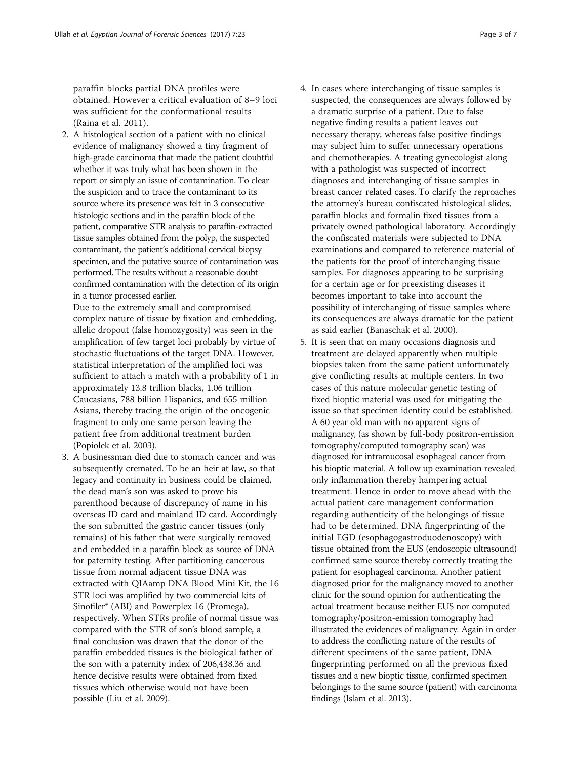paraffin blocks partial DNA profiles were obtained. However a critical evaluation of 8–9 loci was sufficient for the conformational results (Raina et al. 2011).

2. A histological section of a patient with no clinical evidence of malignancy showed a tiny fragment of high-grade carcinoma that made the patient doubtful whether it was truly what has been shown in the report or simply an issue of contamination. To clear the suspicion and to trace the contaminant to its source where its presence was felt in 3 consecutive histologic sections and in the paraffin block of the patient, comparative STR analysis to paraffin-extracted tissue samples obtained from the polyp, the suspected contaminant, the patient's additional cervical biopsy specimen, and the putative source of contamination was performed. The results without a reasonable doubt confirmed contamination with the detection of its origin in a tumor processed earlier.

   Due to the extremely small and compromised complex nature of tissue by fixation and embedding, allelic dropout (false homozygosity) was seen in the amplification of few target loci probably by virtue of stochastic fluctuations of the target DNA. However, statistical interpretation of the amplified loci was sufficient to attach a match with a probability of 1 in approximately 13.8 trillion blacks, 1.06 trillion Caucasians, 788 billion Hispanics, and 655 million Asians, thereby tracing the origin of the oncogenic fragment to only one same person leaving the patient free from additional treatment burden (Popiolek et al. 2003).

3. A businessman died due to stomach cancer and was subsequently cremated. To be an heir at law, so that legacy and continuity in business could be claimed, the dead man's son was asked to prove his parenthood because of discrepancy of name in his overseas ID card and mainland ID card. Accordingly the son submitted the gastric cancer tissues (only remains) of his father that were surgically removed and embedded in a paraffin block as source of DNA for paternity testing. After partitioning cancerous tissue from normal adjacent tissue DNA was extracted with QIAamp DNA Blood Mini Kit, the 16 STR loci was amplified by two commercial kits of Sinofiler® (ABI) and Powerplex 16 (Promega), respectively. When STRs profile of normal tissue was compared with the STR of son's blood sample, a final conclusion was drawn that the donor of the paraffin embedded tissues is the biological father of the son with a paternity index of 206,438.36 and hence decisive results were obtained from fixed tissues which otherwise would not have been possible (Liu et al. 2009).

4. In cases where interchanging of tissue samples is suspected, the consequences are always followed by a dramatic surprise of a patient. Due to false negative finding results a patient leaves out necessary therapy; whereas false positive findings may subject him to suffer unnecessary operations and chemotherapies. A treating gynecologist along with a pathologist was suspected of incorrect diagnoses and interchanging of tissue samples in breast cancer related cases. To clarify the reproaches the attorney's bureau confiscated histological slides, paraffin blocks and formalin fixed tissues from a privately owned pathological laboratory. Accordingly the confiscated materials were subjected to DNA examinations and compared to reference material of the patients for the proof of interchanging tissue samples. For diagnoses appearing to be surprising for a certain age or for preexisting diseases it becomes important to take into account the possibility of interchanging of tissue samples where its consequences are always dramatic for the patient as said earlier (Banaschak et al. 2000).

5. It is seen that on many occasions diagnosis and treatment are delayed apparently when multiple biopsies taken from the same patient unfortunately give conflicting results at multiple centers. In two cases of this nature molecular genetic testing of fixed bioptic material was used for mitigating the issue so that specimen identity could be established. A 60 year old man with no apparent signs of malignancy, (as shown by full-body positron-emission tomography/computed tomography scan) was diagnosed for intramucosal esophageal cancer from his bioptic material. A follow up examination revealed only inflammation thereby hampering actual treatment. Hence in order to move ahead with the actual patient care management conformation regarding authenticity of the belongings of tissue had to be determined. DNA fingerprinting of the initial EGD (esophagogastroduodenoscopy) with tissue obtained from the EUS (endoscopic ultrasound) confirmed same source thereby correctly treating the patient for esophageal carcinoma. Another patient diagnosed prior for the malignancy moved to another clinic for the sound opinion for authenticating the actual treatment because neither EUS nor computed tomography/positron-emission tomography had illustrated the evidences of malignancy. Again in order to address the conflicting nature of the results of different specimens of the same patient, DNA fingerprinting performed on all the previous fixed tissues and a new bioptic tissue, confirmed specimen belongings to the same source (patient) with carcinoma findings (Islam et al. 2013).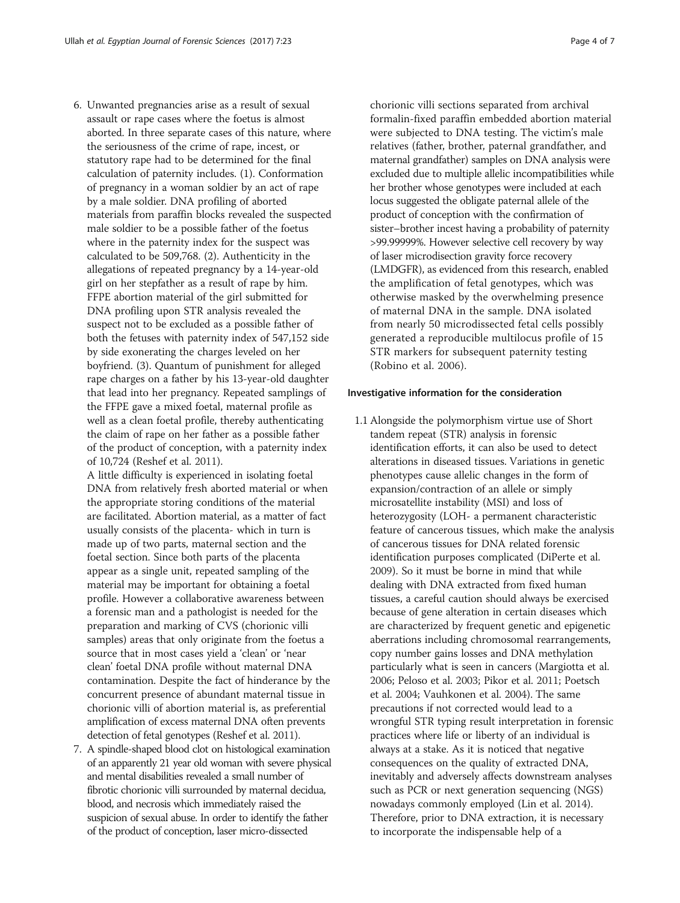6. Unwanted pregnancies arise as a result of sexual assault or rape cases where the foetus is almost aborted. In three separate cases of this nature, where the seriousness of the crime of rape, incest, or statutory rape had to be determined for the final calculation of paternity includes. (1). Conformation of pregnancy in a woman soldier by an act of rape by a male soldier. DNA profiling of aborted materials from paraffin blocks revealed the suspected male soldier to be a possible father of the foetus where in the paternity index for the suspect was calculated to be 509,768. (2). Authenticity in the allegations of repeated pregnancy by a 14-year-old girl on her stepfather as a result of rape by him. FFPE abortion material of the girl submitted for DNA profiling upon STR analysis revealed the suspect not to be excluded as a possible father of both the fetuses with paternity index of 547,152 side by side exonerating the charges leveled on her boyfriend. (3). Quantum of punishment for alleged rape charges on a father by his 13-year-old daughter that lead into her pregnancy. Repeated samplings of the FFPE gave a mixed foetal, maternal profile as well as a clean foetal profile, thereby authenticating the claim of rape on her father as a possible father of the product of conception, with a paternity index of 10,724 (Reshef et al. 2011).

   A little difficulty is experienced in isolating foetal DNA from relatively fresh aborted material or when the appropriate storing conditions of the material are facilitated. Abortion material, as a matter of fact usually consists of the placenta- which in turn is made up of two parts, maternal section and the foetal section. Since both parts of the placenta appear as a single unit, repeated sampling of the material may be important for obtaining a foetal profile. However a collaborative awareness between a forensic man and a pathologist is needed for the preparation and marking of CVS (chorionic villi samples) areas that only originate from the foetus a source that in most cases yield a 'clean' or 'near clean' foetal DNA profile without maternal DNA contamination. Despite the fact of hinderance by the concurrent presence of abundant maternal tissue in chorionic villi of abortion material is, as preferential amplification of excess maternal DNA often prevents detection of fetal genotypes (Reshef et al. 2011).

7. A spindle-shaped blood clot on histological examination of an apparently 21 year old woman with severe physical and mental disabilities revealed a small number of fibrotic chorionic villi surrounded by maternal decidua, blood, and necrosis which immediately raised the suspicion of sexual abuse. In order to identify the father of the product of conception, laser micro-dissected chorionic villi sections separated from archival formalin-fixed paraffin embedded abortion material were subjected to DNA testing. The victim's male relatives (father, brother, paternal grandfather, and maternal grandfather) samples on DNA analysis were excluded due to multiple allelic incompatibilities while her brother whose genotypes were included at each locus suggested the obligate paternal allele of the product of conception with the confirmation of sister–brother incest having a probability of paternity >99.99999%. However selective cell recovery by way of laser microdissection gravity force recovery (LMDGFR), as evidenced from this research, enabled the amplification of fetal genotypes, which was otherwise masked by the overwhelming presence of maternal DNA in the sample. DNA isolated from nearly 50 microdissected fetal cells possibly generated a reproducible multilocus profile of 15 STR markers for subsequent paternity testing (Robino et al. 2006).

#### Investigative information for the consideration

1.1 Alongside the polymorphism virtue use of Short tandem repeat (STR) analysis in forensic identification efforts, it can also be used to detect alterations in diseased tissues. Variations in genetic phenotypes cause allelic changes in the form of expansion/contraction of an allele or simply microsatellite instability (MSI) and loss of heterozygosity (LOH- a permanent characteristic feature of cancerous tissues, which make the analysis of cancerous tissues for DNA related forensic identification purposes complicated (DiPerte et al. 2009). So it must be borne in mind that while dealing with DNA extracted from fixed human tissues, a careful caution should always be exercised because of gene alteration in certain diseases which are characterized by frequent genetic and epigenetic aberrations including chromosomal rearrangements, copy number gains losses and DNA methylation particularly what is seen in cancers (Margiotta et al. 2006; Peloso et al. 2003; Pikor et al. 2011; Poetsch et al. 2004; Vauhkonen et al. 2004). The same precautions if not corrected would lead to a wrongful STR typing result interpretation in forensic practices where life or liberty of an individual is always at a stake. As it is noticed that negative consequences on the quality of extracted DNA, inevitably and adversely affects downstream analyses such as PCR or next generation sequencing (NGS) nowadays commonly employed (Lin et al. 2014). Therefore, prior to DNA extraction, it is necessary to incorporate the indispensable help of a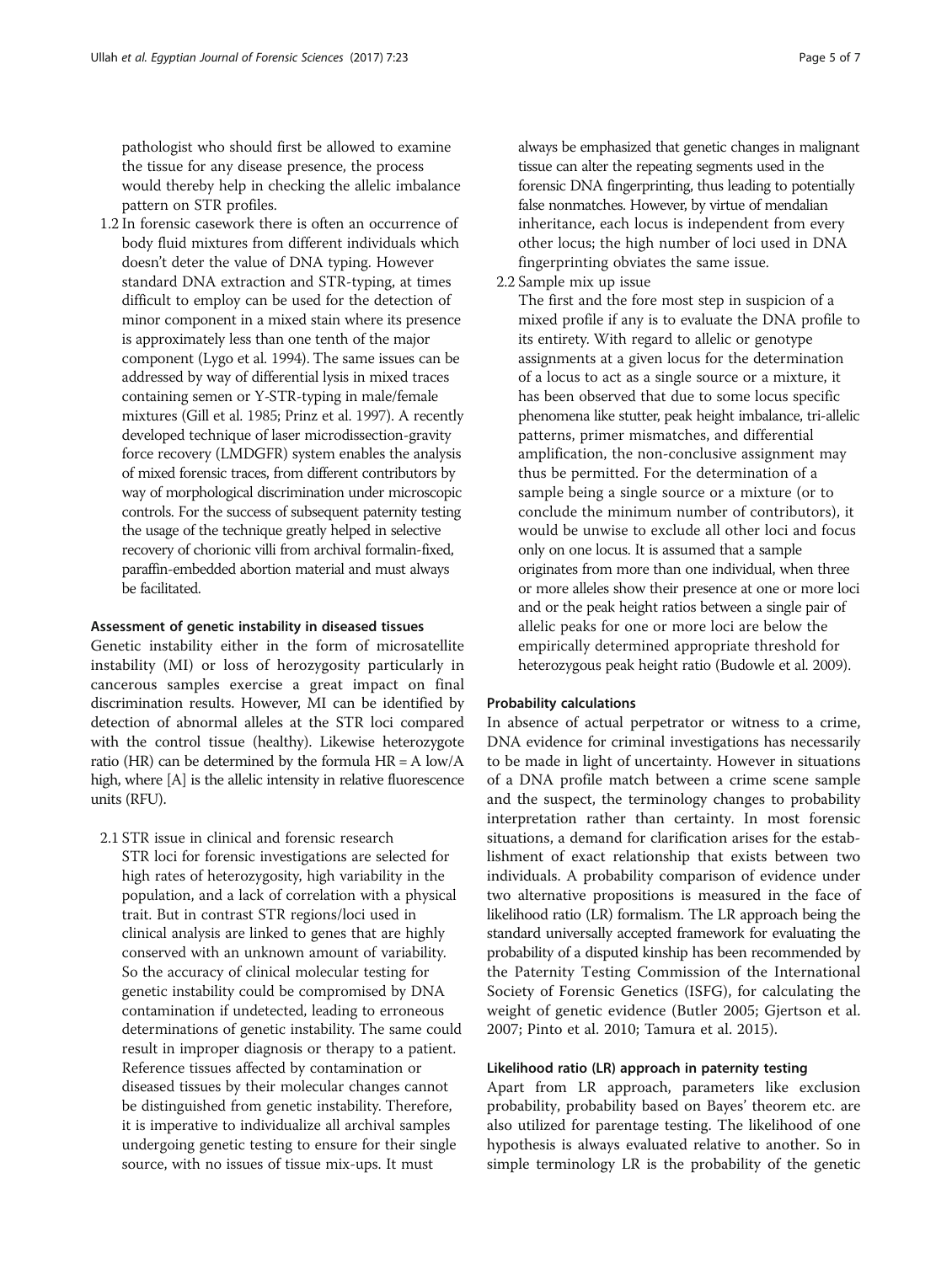pathologist who should first be allowed to examine the tissue for any disease presence, the process would thereby help in checking the allelic imbalance pattern on STR profiles.

1.2 In forensic casework there is often an occurrence of body fluid mixtures from different individuals which doesn't deter the value of DNA typing. However standard DNA extraction and STR-typing, at times difficult to employ can be used for the detection of minor component in a mixed stain where its presence is approximately less than one tenth of the major component (Lygo et al. 1994). The same issues can be addressed by way of differential lysis in mixed traces containing semen or Y-STR-typing in male/female mixtures (Gill et al. 1985; Prinz et al. 1997). A recently developed technique of laser microdissection-gravity force recovery (LMDGFR) system enables the analysis of mixed forensic traces, from different contributors by way of morphological discrimination under microscopic controls. For the success of subsequent paternity testing the usage of the technique greatly helped in selective recovery of chorionic villi from archival formalin-fixed, paraffin-embedded abortion material and must always be facilitated.

### Assessment of genetic instability in diseased tissues

Genetic instability either in the form of microsatellite instability (MI) or loss of herozygosity particularly in cancerous samples exercise a great impact on final discrimination results. However, MI can be identified by detection of abnormal alleles at the STR loci compared with the control tissue (healthy). Likewise heterozygote ratio (HR) can be determined by the formula HR = A low/A high, where [A] is the allelic intensity in relative fluorescence units (RFU).

2.1 STR issue in clinical and forensic research
STR loci for forensic investigations are selected for high rates of heterozygosity, high variability in the population, and a lack of correlation with a physical trait. But in contrast STR regions/loci used in clinical analysis are linked to genes that are highly conserved with an unknown amount of variability. So the accuracy of clinical molecular testing for genetic instability could be compromised by DNA contamination if undetected, leading to erroneous determinations of genetic instability. The same could result in improper diagnosis or therapy to a patient. Reference tissues affected by contamination or diseased tissues by their molecular changes cannot be distinguished from genetic instability. Therefore, it is imperative to individualize all archival samples undergoing genetic testing to ensure for their single source, with no issues of tissue mix-ups. It must always be emphasized that genetic changes in malignant tissue can alter the repeating segments used in the forensic DNA fingerprinting, thus leading to potentially false nonmatches. However, by virtue of mendalian inheritance, each locus is independent from every other locus; the high number of loci used in DNA fingerprinting obviates the same issue.

2.2 Sample mix up issue
The first and the fore most step in suspicion of a mixed profile if any is to evaluate the DNA profile to its entirety. With regard to allelic or genotype assignments at a given locus for the determination of a locus to act as a single source or a mixture, it has been observed that due to some locus specific phenomena like stutter, peak height imbalance, tri-allelic patterns, primer mismatches, and differential amplification, the non-conclusive assignment may thus be permitted. For the determination of a sample being a single source or a mixture (or to conclude the minimum number of contributors), it would be unwise to exclude all other loci and focus only on one locus. It is assumed that a sample originates from more than one individual, when three or more alleles show their presence at one or more loci and or the peak height ratios between a single pair of allelic peaks for one or more loci are below the empirically determined appropriate threshold for heterozygous peak height ratio (Budowle et al. 2009).

### Probability calculations

In absence of actual perpetrator or witness to a crime, DNA evidence for criminal investigations has necessarily to be made in light of uncertainty. However in situations of a DNA profile match between a crime scene sample and the suspect, the terminology changes to probability interpretation rather than certainty. In most forensic situations, a demand for clarification arises for the establishment of exact relationship that exists between two individuals. A probability comparison of evidence under two alternative propositions is measured in the face of likelihood ratio (LR) formalism. The LR approach being the standard universally accepted framework for evaluating the probability of a disputed kinship has been recommended by the Paternity Testing Commission of the International Society of Forensic Genetics (ISFG), for calculating the weight of genetic evidence (Butler 2005; Gjertson et al. 2007; Pinto et al. 2010; Tamura et al. 2015).

### Likelihood ratio (LR) approach in paternity testing

Apart from LR approach, parameters like exclusion probability, probability based on Bayes' theorem etc. are also utilized for parentage testing. The likelihood of one hypothesis is always evaluated relative to another. So in simple terminology LR is the probability of the genetic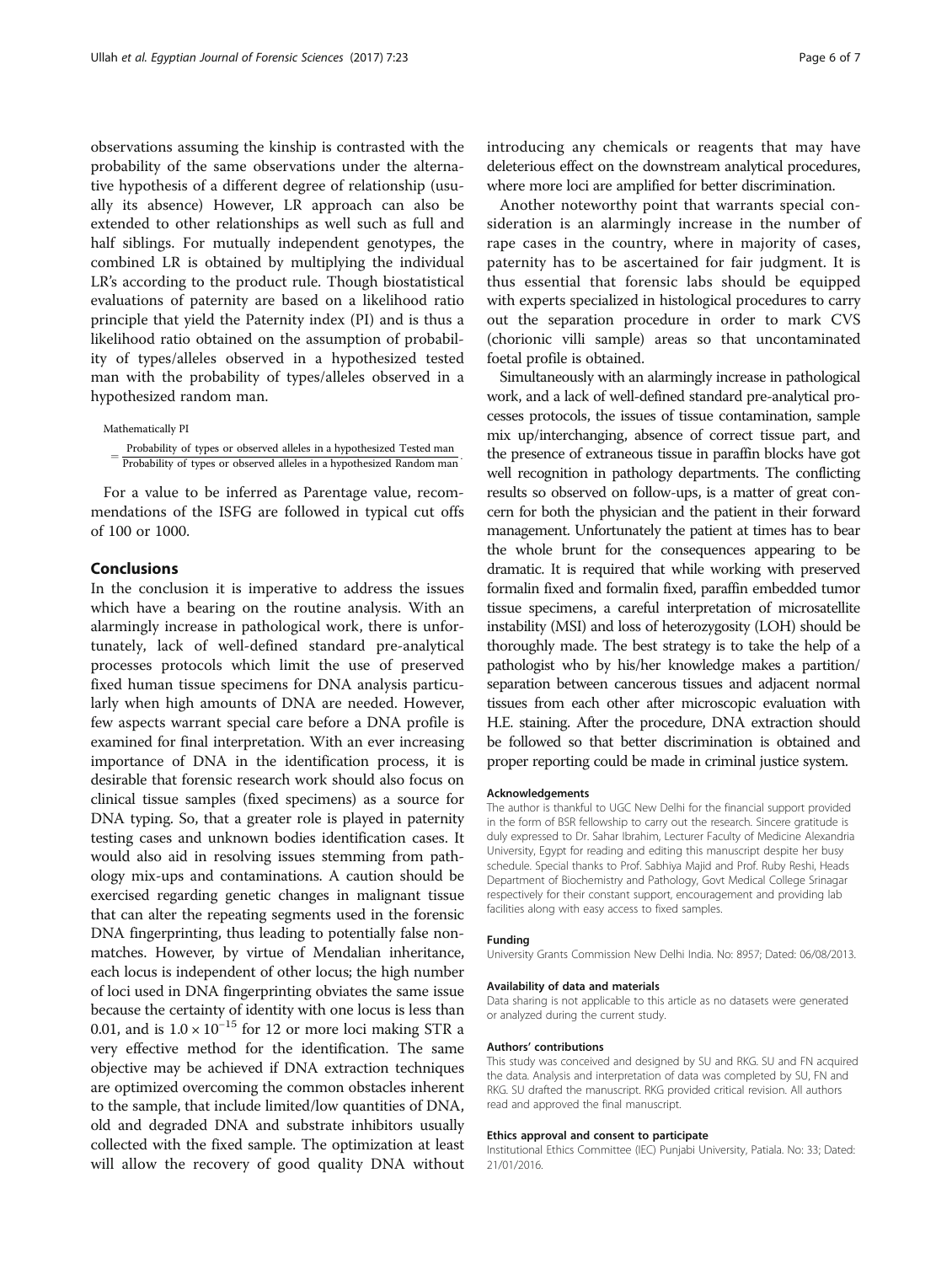observations assuming the kinship is contrasted with the probability of the same observations under the alternative hypothesis of a different degree of relationship (usually its absence) However, LR approach can also be extended to other relationships as well such as full and half siblings. For mutually independent genotypes, the combined LR is obtained by multiplying the individual LR's according to the product rule. Though biostatistical evaluations of paternity are based on a likelihood ratio principle that yield the Paternity index (PI) and is thus a likelihood ratio obtained on the assumption of probability of types/alleles observed in a hypothesized tested man with the probability of types/alleles observed in a hypothesized random man.

Mathematically PI

$$= \frac{\text{Probability of types or observed alleles in a hypothesized Tested man}}{\text{Probability of types or observed alleles in a hypothesized Random man}}.$$

For a value to be inferred as Parentage value, recommendations of the ISFG are followed in typical cut offs of 100 or 1000.

## Conclusions

In the conclusion it is imperative to address the issues which have a bearing on the routine analysis. With an alarmingly increase in pathological work, there is unfortunately, lack of well-defined standard pre-analytical processes protocols which limit the use of preserved fixed human tissue specimens for DNA analysis particularly when high amounts of DNA are needed. However, few aspects warrant special care before a DNA profile is examined for final interpretation. With an ever increasing importance of DNA in the identification process, it is desirable that forensic research work should also focus on clinical tissue samples (fixed specimens) as a source for DNA typing. So, that a greater role is played in paternity testing cases and unknown bodies identification cases. It would also aid in resolving issues stemming from pathology mix-ups and contaminations. A caution should be exercised regarding genetic changes in malignant tissue that can alter the repeating segments used in the forensic DNA fingerprinting, thus leading to potentially false non-matches. However, by virtue of Mendalian inheritance, each locus is independent of other locus; the high number of loci used in DNA fingerprinting obviates the same issue because the certainty of identity with one locus is less than 0.01, and is $1.0 \times 10^{-15}$ for 12 or more loci making STR a very effective method for the identification. The same objective may be achieved if DNA extraction techniques are optimized overcoming the common obstacles inherent to the sample, that include limited/low quantities of DNA, old and degraded DNA and substrate inhibitors usually collected with the fixed sample. The optimization at least will allow the recovery of good quality DNA without introducing any chemicals or reagents that may have deleterious effect on the downstream analytical procedures, where more loci are amplified for better discrimination.

Another noteworthy point that warrants special consideration is an alarmingly increase in the number of rape cases in the country, where in majority of cases, paternity has to be ascertained for fair judgment. It is thus essential that forensic labs should be equipped with experts specialized in histological procedures to carry out the separation procedure in order to mark CVS (chorionic villi sample) areas so that uncontaminated foetal profile is obtained.

Simultaneously with an alarmingly increase in pathological work, and a lack of well-defined standard pre-analytical processes protocols, the issues of tissue contamination, sample mix up/interchanging, absence of correct tissue part, and the presence of extraneous tissue in paraffin blocks have got well recognition in pathology departments. The conflicting results so observed on follow-ups, is a matter of great concern for both the physician and the patient in their forward management. Unfortunately the patient at times has to bear the whole brunt for the consequences appearing to be dramatic. It is required that while working with preserved formalin fixed and formalin fixed, paraffin embedded tumor tissue specimens, a careful interpretation of microsatellite instability (MSI) and loss of heterozygosity (LOH) should be thoroughly made. The best strategy is to take the help of a pathologist who by his/her knowledge makes a partition/separation between cancerous tissues and adjacent normal tissues from each other after microscopic evaluation with H.E. staining. After the procedure, DNA extraction should be followed so that better discrimination is obtained and proper reporting could be made in criminal justice system.

#### Acknowledgements

The author is thankful to UGC New Delhi for the financial support provided in the form of BSR fellowship to carry out the research. Sincere gratitude is duly expressed to Dr. Sahar Ibrahim, Lecturer Faculty of Medicine Alexandria University, Egypt for reading and editing this manuscript despite her busy schedule. Special thanks to Prof. Sabhiya Majid and Prof. Ruby Reshi, Heads Department of Biochemistry and Pathology, Govt Medical College Srinagar respectively for their constant support, encouragement and providing lab facilities along with easy access to fixed samples.

#### Funding

University Grants Commission New Delhi India. No: 8957; Dated: 06/08/2013.

#### Availability of data and materials

Data sharing is not applicable to this article as no datasets were generated or analyzed during the current study.

#### Authors' contributions

This study was conceived and designed by SU and RKG. SU and FN acquired the data. Analysis and interpretation of data was completed by SU, FN and RKG. SU drafted the manuscript. RKG provided critical revision. All authors read and approved the final manuscript.

#### Ethics approval and consent to participate

Institutional Ethics Committee (IEC) Punjabi University, Patiala. No: 33; Dated: 21/01/2016.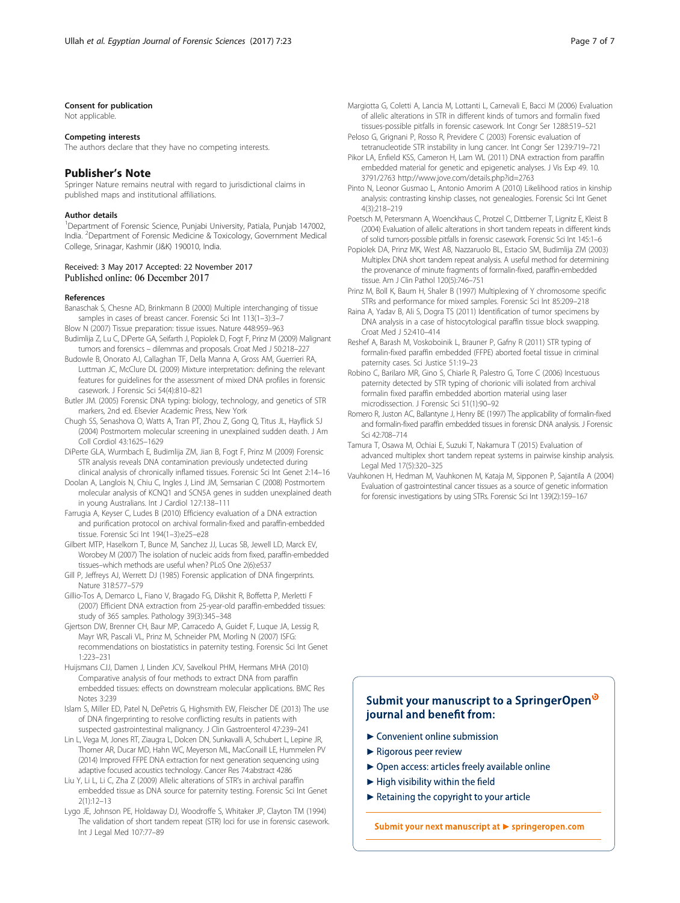#### Consent for publication

Not applicable.

#### Competing interests

The authors declare that they have no competing interests.

### Publisher's Note

Springer Nature remains neutral with regard to jurisdictional claims in published maps and institutional affiliations.

#### Author details

[1]Department of Forensic Science, Punjabi University, Patiala, Punjab 147002, India. [2]Department of Forensic Medicine & Toxicology, Government Medical College, Srinagar, Kashmir (J&K) 190010, India.

Received: 3 May 2017 Accepted: 22 November 2017
Published online: 06 December 2017

#### References

Banaschak S, Chesne AD, Brinkmann B (2000) Multiple interchanging of tissue samples in cases of breast cancer. Forensic Sci Int 113(1–3):3–7

Blow N (2007) Tissue preparation: tissue issues. Nature 448:959–963

Budimlija Z, Lu C, DiPerte GA, Seifarth J, Popiolek D, Fogt F, Prinz M (2009) Malignant tumors and forensics – dilemmas and proposals. Croat Med J 50:218–227

Budowle B, Onorato AJ, Callaghan TF, Della Manna A, Gross AM, Guerrieri RA, Luttman JC, McClure DL (2009) Mixture interpretation: defining the relevant features for guidelines for the assessment of mixed DNA profiles in forensic casework. J Forensic Sci 54(4):810–821

Butler JM. (2005) Forensic DNA typing: biology, technology, and genetics of STR markers, 2nd ed. Elsevier Academic Press, New York

Chugh SS, Senashova O, Watts A, Tran PT, Zhou Z, Gong Q, Titus JL, Hayflick SJ (2004) Postmortem molecular screening in unexplained sudden death. J Am Coll Cordiol 43:1625–1629

DiPerte GLA, Wurmbach E, Budimlija ZM, Jian B, Fogt F, Prinz M (2009) Forensic STR analysis reveals DNA contamination previously undetected during clinical analysis of chronically inflamed tissues. Forensic Sci Int Genet 2:14–16

Doolan A, Langlois N, Chiu C, Ingles J, Lind JM, Semsarian C (2008) Postmortem molecular analysis of KCNQ1 and SCN5A genes in sudden unexplained death in young Australians. Int J Cardiol 127:138–111

Farrugia A, Keyser C, Ludes B (2010) Efficiency evaluation of a DNA extraction and purification protocol on archival formalin-fixed and paraffin-embedded tissue. Forensic Sci Int 194(1–3):e25–e28

Gilbert MTP, Haselkorn T, Bunce M, Sanchez JJ, Lucas SB, Jewell LD, Marck EV, Worobey M (2007) The isolation of nucleic acids from fixed, paraffin-embedded tissues–which methods are useful when? PLoS One 2(6):e537

Gill P, Jeffreys AJ, Werrett DJ (1985) Forensic application of DNA fingerprints. Nature 318:577–579

Gillio-Tos A, Demarco L, Fiano V, Bragado FG, Dikshit R, Boffetta P, Merletti F (2007) Efficient DNA extraction from 25-year-old paraffin-embedded tissues: study of 365 samples. Pathology 39(3):345–348

Gjertson DW, Brenner CH, Baur MP, Carracedo A, Guidet F, Luque JA, Lessig R, Mayr WR, Pascali VL, Prinz M, Schneider PM, Morling N (2007) ISFG: recommendations on biostatistics in paternity testing. Forensic Sci Int Genet 1:223–231

Huijsmans CJJ, Damen J, Linden JCV, Savelkoul PHM, Hermans MHA (2010) Comparative analysis of four methods to extract DNA from paraffin embedded tissues: effects on downstream molecular applications. BMC Res Notes 3:239

Islam S, Miller ED, Patel N, DePetris G, Highsmith EW, Fleischer DE (2013) The use of DNA fingerprinting to resolve conflicting results in patients with suspected gastrointestinal malignancy. J Clin Gastroenterol 47:239–241

Lin L, Vega M, Jones RT, Ziaugra L, Dolcen DN, Sunkavalli A, Schubert L, Lepine JR, Thorner AR, Ducar MD, Hahn WC, Meyerson ML, MacConaill LE, Hummelen PV (2014) Improved FFPE DNA extraction for next generation sequencing using adaptive focused acoustics technology. Cancer Res 74:abstract 4286

Liu Y, Li L, Li C, Zha Z (2009) Allelic alterations of STR's in archival paraffin embedded tissue as DNA source for paternity testing. Forensic Sci Int Genet 2(1):12–13

Lygo JE, Johnson PE, Holdaway DJ, Woodroffe S, Whitaker JP, Clayton TM (1994) The validation of short tandem repeat (STR) loci for use in forensic casework. Int J Legal Med 107:77–89

Margiotta G, Coletti A, Lancia M, Lottanti L, Carnevali E, Bacci M (2006) Evaluation of allelic alterations in STR in different kinds of tumors and formalin fixed tissues-possible pitfalls in forensic casework. Int Congr Ser 1288:519–521

Peloso G, Grignani P, Rosso R, Previdere C (2003) Forensic evaluation of tetranucleotide STR instability in lung cancer. Int Congr Ser 1239:719–721

Pikor LA, Enfield KSS, Cameron H, Lam WL (2011) DNA extraction from paraffin embedded material for genetic and epigenetic analyses. J Vis Exp 49. 10.3791/2763 http://www.jove.com/details.php?id=2763

Pinto N, Leonor Gusmao L, Antonio Amorim A (2010) Likelihood ratios in kinship analysis: contrasting kinship classes, not genealogies. Forensic Sci Int Genet 4(3):218–219

Poetsch M, Petersmann A, Woenckhaus C, Protzel C, Dittberner T, Lignitz E, Kleist B (2004) Evaluation of allelic alterations in short tandem repeats in different kinds of solid tumors-possible pitfalls in forensic casework. Forensic Sci Int 145:1–6

Popiolek DA, Prinz MK, West AB, Nazzaruolo BL, Estacio SM, Budimlija ZM (2003) Multiplex DNA short tandem repeat analysis. A useful method for determining the provenance of minute fragments of formalin-fixed, paraffin-embedded tissue. Am J Clin Pathol 120(5):746–751

Prinz M, Boll K, Baum H, Shaler B (1997) Multiplexing of Y chromosome specific STRs and performance for mixed samples. Forensic Sci Int 85:209–218

Raina A, Yadav B, Ali S, Dogra TS (2011) Identification of tumor specimens by DNA analysis in a case of histocytological paraffin tissue block swapping. Croat Med J 52:410–414

Reshef A, Barash M, Voskoboinik L, Brauner P, Gafny R (2011) STR typing of formalin-fixed paraffin embedded (FFPE) aborted foetal tissue in criminal paternity cases. Sci Justice 51:19–23

Robino C, Barilaro MR, Gino S, Chiarle R, Palestro G, Torre C (2006) Incestuous paternity detected by STR typing of chorionic villi isolated from archival formalin fixed paraffin embedded abortion material using laser microdissection. J Forensic Sci 51(1):90–92

Romero R, Juston AC, Ballantyne J, Henry BE (1997) The applicability of formalin-fixed and formalin-fixed paraffin embedded tissues in forensic DNA analysis. J Forensic Sci 42:708–714

Tamura T, Osawa M, Ochiai E, Suzuki T, Nakamura T (2015) Evaluation of advanced multiplex short tandem repeat systems in pairwise kinship analysis. Legal Med 17(5):320–325

Vauhkonen H, Hedman M, Vauhkonen M, Kataja M, Sipponen P, Sajantila A (2004) Evaluation of gastrointestinal cancer tissues as a source of genetic information for forensic investigations by using STRs. Forensic Sci Int 139(2):159–167

**Submit your manuscript to a SpringerOpen journal and benefit from:**

- Convenient online submission
- Rigorous peer review
- Open access: articles freely available online
- High visibility within the field
- Retaining the copyright to your article

**Submit your next manuscript at ▶ springeropen.com**